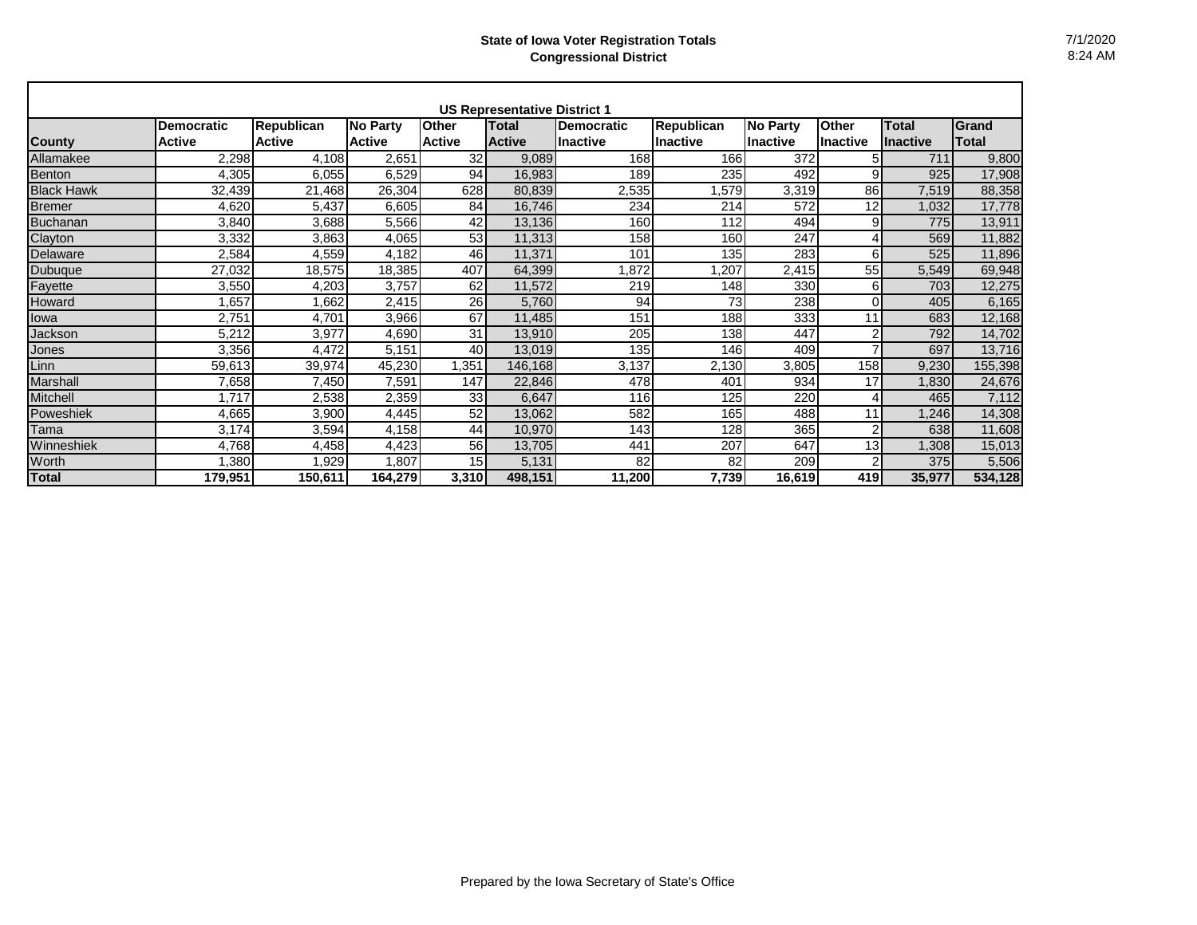**State of Iowa Voter Registration Totals**
**Congressional District**

7/1/2020
8:24 AM

**US Representative District 1**

| County | Democratic Active | Republican Active | No Party Active | Other Active | Total Active | Democratic Inactive | Republican Inactive | No Party Inactive | Other Inactive | Total Inactive | Grand Total |
|---|---|---|---|---|---|---|---|---|---|---|---|
| Allamakee | 2,298 | 4,108 | 2,651 | 32 | 9,089 | 168 | 166 | 372 | 5 | 711 | 9,800 |
| Benton | 4,305 | 6,055 | 6,529 | 94 | 16,983 | 189 | 235 | 492 | 9 | 925 | 17,908 |
| Black Hawk | 32,439 | 21,468 | 26,304 | 628 | 80,839 | 2,535 | 1,579 | 3,319 | 86 | 7,519 | 88,358 |
| Bremer | 4,620 | 5,437 | 6,605 | 84 | 16,746 | 234 | 214 | 572 | 12 | 1,032 | 17,778 |
| Buchanan | 3,840 | 3,688 | 5,566 | 42 | 13,136 | 160 | 112 | 494 | 9 | 775 | 13,911 |
| Clayton | 3,332 | 3,863 | 4,065 | 53 | 11,313 | 158 | 160 | 247 | 4 | 569 | 11,882 |
| Delaware | 2,584 | 4,559 | 4,182 | 46 | 11,371 | 101 | 135 | 283 | 6 | 525 | 11,896 |
| Dubuque | 27,032 | 18,575 | 18,385 | 407 | 64,399 | 1,872 | 1,207 | 2,415 | 55 | 5,549 | 69,948 |
| Fayette | 3,550 | 4,203 | 3,757 | 62 | 11,572 | 219 | 148 | 330 | 6 | 703 | 12,275 |
| Howard | 1,657 | 1,662 | 2,415 | 26 | 5,760 | 94 | 73 | 238 | 0 | 405 | 6,165 |
| Iowa | 2,751 | 4,701 | 3,966 | 67 | 11,485 | 151 | 188 | 333 | 11 | 683 | 12,168 |
| Jackson | 5,212 | 3,977 | 4,690 | 31 | 13,910 | 205 | 138 | 447 | 2 | 792 | 14,702 |
| Jones | 3,356 | 4,472 | 5,151 | 40 | 13,019 | 135 | 146 | 409 | 7 | 697 | 13,716 |
| Linn | 59,613 | 39,974 | 45,230 | 1,351 | 146,168 | 3,137 | 2,130 | 3,805 | 158 | 9,230 | 155,398 |
| Marshall | 7,658 | 7,450 | 7,591 | 147 | 22,846 | 478 | 401 | 934 | 17 | 1,830 | 24,676 |
| Mitchell | 1,717 | 2,538 | 2,359 | 33 | 6,647 | 116 | 125 | 220 | 4 | 465 | 7,112 |
| Poweshiek | 4,665 | 3,900 | 4,445 | 52 | 13,062 | 582 | 165 | 488 | 11 | 1,246 | 14,308 |
| Tama | 3,174 | 3,594 | 4,158 | 44 | 10,970 | 143 | 128 | 365 | 2 | 638 | 11,608 |
| Winneshiek | 4,768 | 4,458 | 4,423 | 56 | 13,705 | 441 | 207 | 647 | 13 | 1,308 | 15,013 |
| Worth | 1,380 | 1,929 | 1,807 | 15 | 5,131 | 82 | 82 | 209 | 2 | 375 | 5,506 |
| **Total** | **179,951** | **150,611** | **164,279** | **3,310** | **498,151** | **11,200** | **7,739** | **16,619** | **419** | **35,977** | **534,128** |

Prepared by the Iowa Secretary of State's Office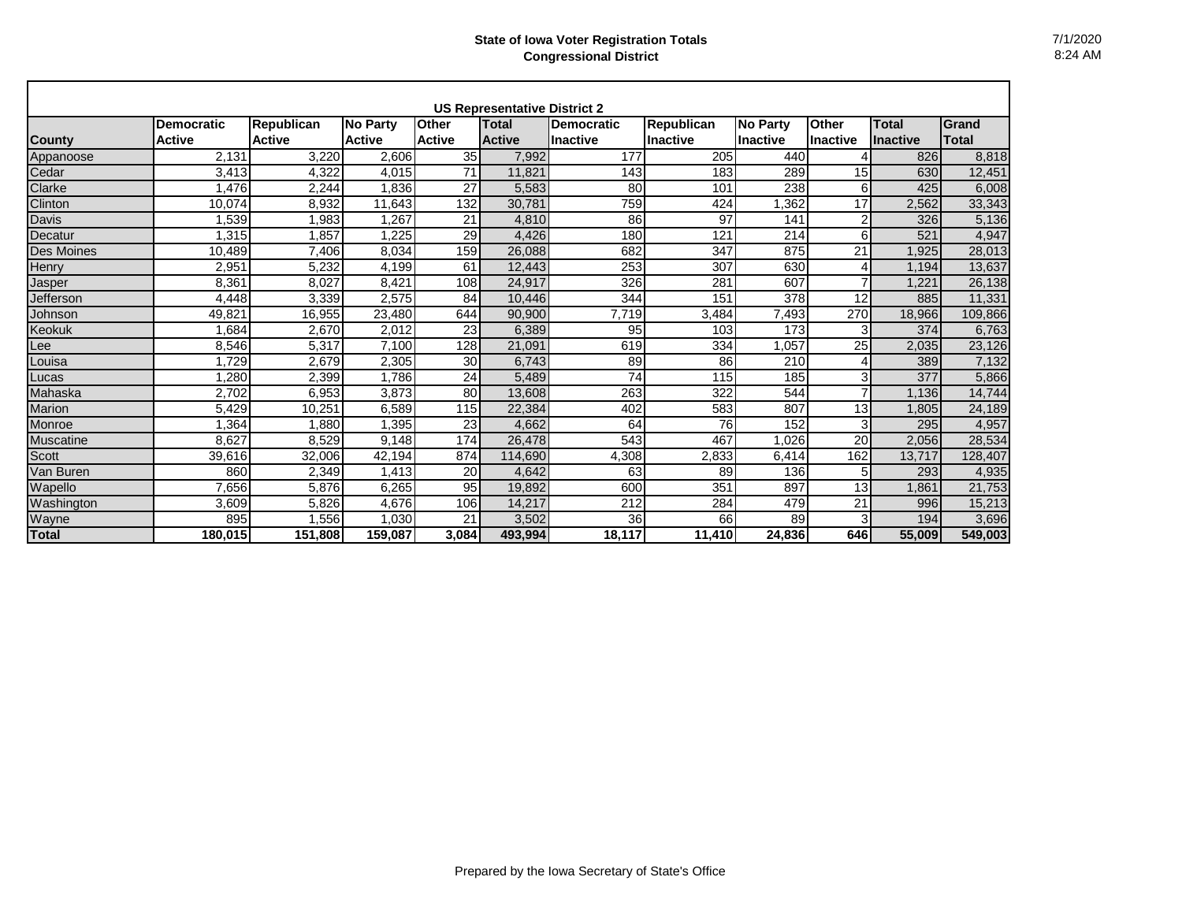**State of Iowa Voter Registration Totals**
**Congressional District**

7/1/2020
8:24 AM

| US Representative District 2 | | | | | | | | | | | |
|---|---|---|---|---|---|---|---|---|---|---|---|
| **County** | **Democratic Active** | **Republican Active** | **No Party Active** | **Other Active** | **Total Active** | **Democratic Inactive** | **Republican Inactive** | **No Party Inactive** | **Other Inactive** | **Total Inactive** | **Grand Total** |
| Appanoose | 2,131 | 3,220 | 2,606 | 35 | 7,992 | 177 | 205 | 440 | 4 | 826 | 8,818 |
| Cedar | 3,413 | 4,322 | 4,015 | 71 | 11,821 | 143 | 183 | 289 | 15 | 630 | 12,451 |
| Clarke | 1,476 | 2,244 | 1,836 | 27 | 5,583 | 80 | 101 | 238 | 6 | 425 | 6,008 |
| Clinton | 10,074 | 8,932 | 11,643 | 132 | 30,781 | 759 | 424 | 1,362 | 17 | 2,562 | 33,343 |
| Davis | 1,539 | 1,983 | 1,267 | 21 | 4,810 | 86 | 97 | 141 | 2 | 326 | 5,136 |
| Decatur | 1,315 | 1,857 | 1,225 | 29 | 4,426 | 180 | 121 | 214 | 6 | 521 | 4,947 |
| Des Moines | 10,489 | 7,406 | 8,034 | 159 | 26,088 | 682 | 347 | 875 | 21 | 1,925 | 28,013 |
| Henry | 2,951 | 5,232 | 4,199 | 61 | 12,443 | 253 | 307 | 630 | 4 | 1,194 | 13,637 |
| Jasper | 8,361 | 8,027 | 8,421 | 108 | 24,917 | 326 | 281 | 607 | 7 | 1,221 | 26,138 |
| Jefferson | 4,448 | 3,339 | 2,575 | 84 | 10,446 | 344 | 151 | 378 | 12 | 885 | 11,331 |
| Johnson | 49,821 | 16,955 | 23,480 | 644 | 90,900 | 7,719 | 3,484 | 7,493 | 270 | 18,966 | 109,866 |
| Keokuk | 1,684 | 2,670 | 2,012 | 23 | 6,389 | 95 | 103 | 173 | 3 | 374 | 6,763 |
| Lee | 8,546 | 5,317 | 7,100 | 128 | 21,091 | 619 | 334 | 1,057 | 25 | 2,035 | 23,126 |
| Louisa | 1,729 | 2,679 | 2,305 | 30 | 6,743 | 89 | 86 | 210 | 4 | 389 | 7,132 |
| Lucas | 1,280 | 2,399 | 1,786 | 24 | 5,489 | 74 | 115 | 185 | 3 | 377 | 5,866 |
| Mahaska | 2,702 | 6,953 | 3,873 | 80 | 13,608 | 263 | 322 | 544 | 7 | 1,136 | 14,744 |
| Marion | 5,429 | 10,251 | 6,589 | 115 | 22,384 | 402 | 583 | 807 | 13 | 1,805 | 24,189 |
| Monroe | 1,364 | 1,880 | 1,395 | 23 | 4,662 | 64 | 76 | 152 | 3 | 295 | 4,957 |
| Muscatine | 8,627 | 8,529 | 9,148 | 174 | 26,478 | 543 | 467 | 1,026 | 20 | 2,056 | 28,534 |
| Scott | 39,616 | 32,006 | 42,194 | 874 | 114,690 | 4,308 | 2,833 | 6,414 | 162 | 13,717 | 128,407 |
| Van Buren | 860 | 2,349 | 1,413 | 20 | 4,642 | 63 | 89 | 136 | 5 | 293 | 4,935 |
| Wapello | 7,656 | 5,876 | 6,265 | 95 | 19,892 | 600 | 351 | 897 | 13 | 1,861 | 21,753 |
| Washington | 3,609 | 5,826 | 4,676 | 106 | 14,217 | 212 | 284 | 479 | 21 | 996 | 15,213 |
| Wayne | 895 | 1,556 | 1,030 | 21 | 3,502 | 36 | 66 | 89 | 3 | 194 | 3,696 |
| **Total** | **180,015** | **151,808** | **159,087** | **3,084** | **493,994** | **18,117** | **11,410** | **24,836** | **646** | **55,009** | **549,003** |

Prepared by the Iowa Secretary of State's Office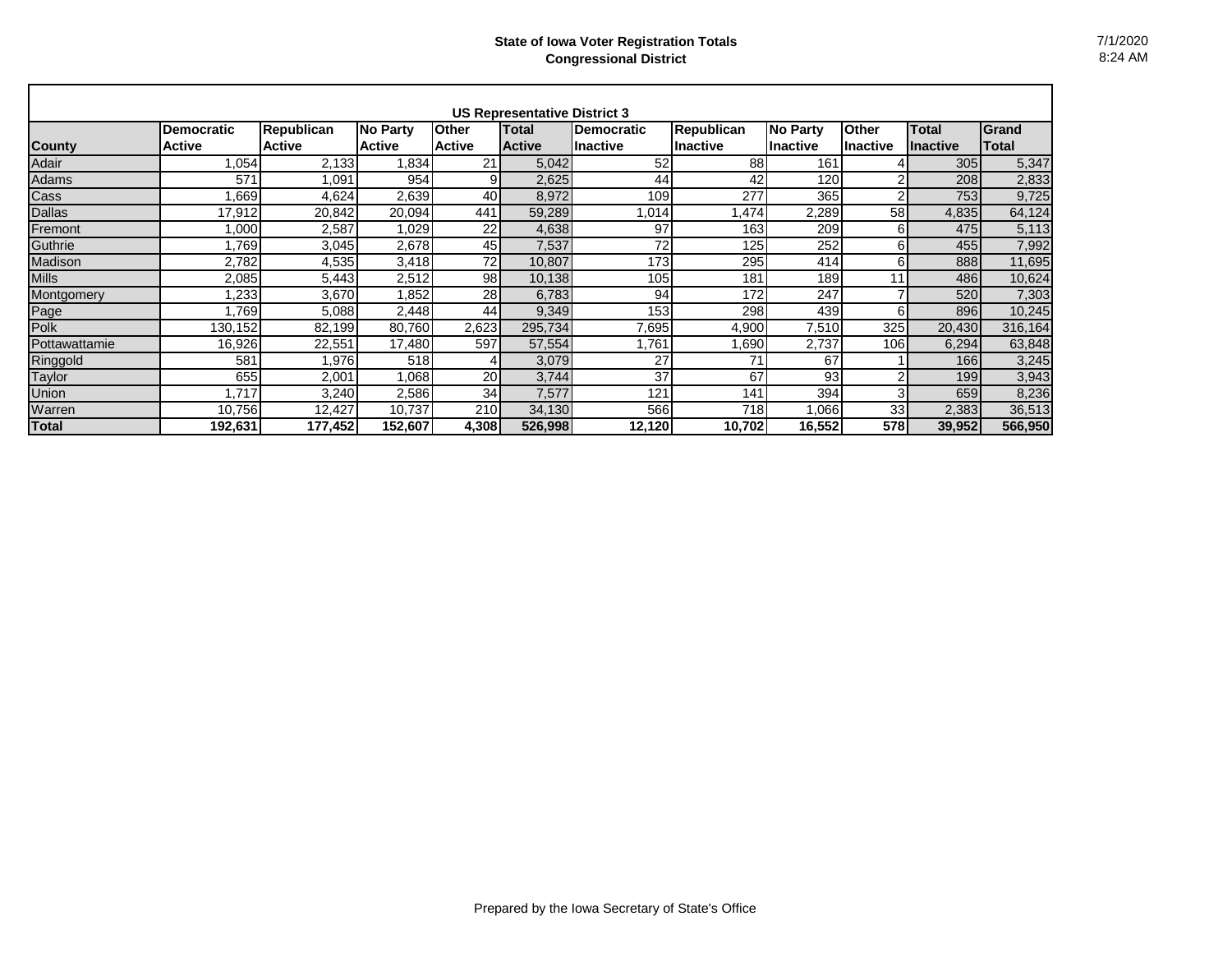**State of Iowa Voter Registration Totals**
**Congressional District**

7/1/2020
8:24 AM

| US Representative District 3 | | | | | | | | | | | |
|---|---|---|---|---|---|---|---|---|---|---|---|
| **County** | **Democratic Active** | **Republican Active** | **No Party Active** | **Other Active** | **Total Active** | **Democratic Inactive** | **Republican Inactive** | **No Party Inactive** | **Other Inactive** | **Total Inactive** | **Grand Total** |
| Adair | 1,054 | 2,133 | 1,834 | 21 | 5,042 | 52 | 88 | 161 | 4 | 305 | 5,347 |
| Adams | 571 | 1,091 | 954 | 9 | 2,625 | 44 | 42 | 120 | 2 | 208 | 2,833 |
| Cass | 1,669 | 4,624 | 2,639 | 40 | 8,972 | 109 | 277 | 365 | 2 | 753 | 9,725 |
| Dallas | 17,912 | 20,842 | 20,094 | 441 | 59,289 | 1,014 | 1,474 | 2,289 | 58 | 4,835 | 64,124 |
| Fremont | 1,000 | 2,587 | 1,029 | 22 | 4,638 | 97 | 163 | 209 | 6 | 475 | 5,113 |
| Guthrie | 1,769 | 3,045 | 2,678 | 45 | 7,537 | 72 | 125 | 252 | 6 | 455 | 7,992 |
| Madison | 2,782 | 4,535 | 3,418 | 72 | 10,807 | 173 | 295 | 414 | 6 | 888 | 11,695 |
| Mills | 2,085 | 5,443 | 2,512 | 98 | 10,138 | 105 | 181 | 189 | 11 | 486 | 10,624 |
| Montgomery | 1,233 | 3,670 | 1,852 | 28 | 6,783 | 94 | 172 | 247 | 7 | 520 | 7,303 |
| Page | 1,769 | 5,088 | 2,448 | 44 | 9,349 | 153 | 298 | 439 | 6 | 896 | 10,245 |
| Polk | 130,152 | 82,199 | 80,760 | 2,623 | 295,734 | 7,695 | 4,900 | 7,510 | 325 | 20,430 | 316,164 |
| Pottawattamie | 16,926 | 22,551 | 17,480 | 597 | 57,554 | 1,761 | 1,690 | 2,737 | 106 | 6,294 | 63,848 |
| Ringgold | 581 | 1,976 | 518 | 4 | 3,079 | 27 | 71 | 67 | 1 | 166 | 3,245 |
| Taylor | 655 | 2,001 | 1,068 | 20 | 3,744 | 37 | 67 | 93 | 2 | 199 | 3,943 |
| Union | 1,717 | 3,240 | 2,586 | 34 | 7,577 | 121 | 141 | 394 | 3 | 659 | 8,236 |
| Warren | 10,756 | 12,427 | 10,737 | 210 | 34,130 | 566 | 718 | 1,066 | 33 | 2,383 | 36,513 |
| **Total** | **192,631** | **177,452** | **152,607** | **4,308** | **526,998** | **12,120** | **10,702** | **16,552** | **578** | **39,952** | **566,950** |

Prepared by the Iowa Secretary of State's Office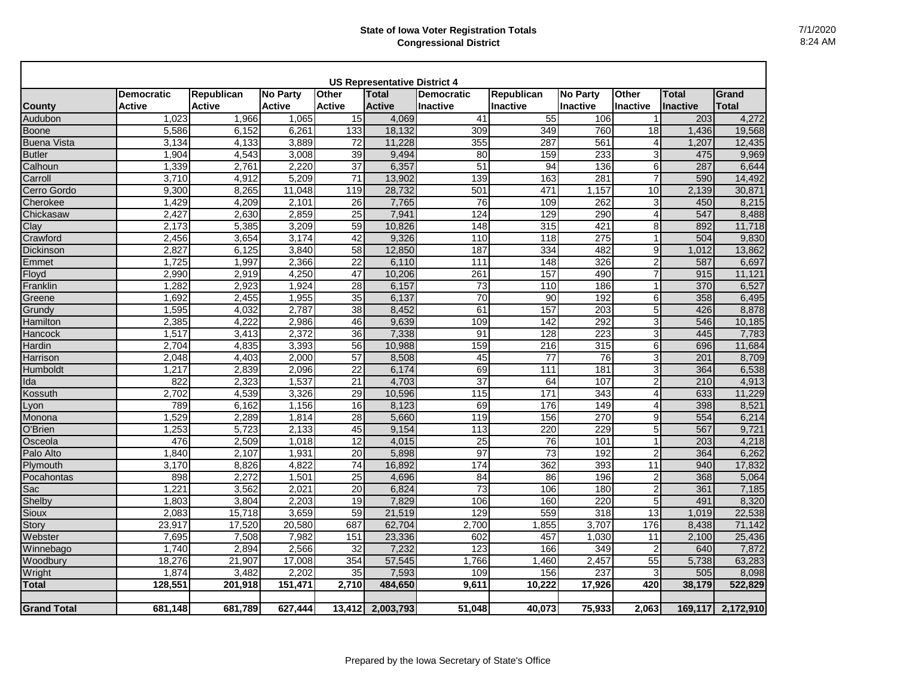**State of Iowa Voter Registration Totals**
**Congressional District**

7/1/2020
8:24 AM

| US Representative District 4 | | | | | | | | | | | |
|---|---|---|---|---|---|---|---|---|---|---|---|
| County | Democratic Active | Republican Active | No Party Active | Other Active | Total Active | Democratic Inactive | Republican Inactive | No Party Inactive | Other Inactive | Total Inactive | Grand Total |
| Audubon | 1,023 | 1,966 | 1,065 | 15 | 4,069 | 41 | 55 | 106 | 1 | 203 | 4,272 |
| Boone | 5,586 | 6,152 | 6,261 | 133 | 18,132 | 309 | 349 | 760 | 18 | 1,436 | 19,568 |
| Buena Vista | 3,134 | 4,133 | 3,889 | 72 | 11,228 | 355 | 287 | 561 | 4 | 1,207 | 12,435 |
| Butler | 1,904 | 4,543 | 3,008 | 39 | 9,494 | 80 | 159 | 233 | 3 | 475 | 9,969 |
| Calhoun | 1,339 | 2,761 | 2,220 | 37 | 6,357 | 51 | 94 | 136 | 6 | 287 | 6,644 |
| Carroll | 3,710 | 4,912 | 5,209 | 71 | 13,902 | 139 | 163 | 281 | 7 | 590 | 14,492 |
| Cerro Gordo | 9,300 | 8,265 | 11,048 | 119 | 28,732 | 501 | 471 | 1,157 | 10 | 2,139 | 30,871 |
| Cherokee | 1,429 | 4,209 | 2,101 | 26 | 7,765 | 76 | 109 | 262 | 3 | 450 | 8,215 |
| Chickasaw | 2,427 | 2,630 | 2,859 | 25 | 7,941 | 124 | 129 | 290 | 4 | 547 | 8,488 |
| Clay | 2,173 | 5,385 | 3,209 | 59 | 10,826 | 148 | 315 | 421 | 8 | 892 | 11,718 |
| Crawford | 2,456 | 3,654 | 3,174 | 42 | 9,326 | 110 | 118 | 275 | 1 | 504 | 9,830 |
| Dickinson | 2,827 | 6,125 | 3,840 | 58 | 12,850 | 187 | 334 | 482 | 9 | 1,012 | 13,862 |
| Emmet | 1,725 | 1,997 | 2,366 | 22 | 6,110 | 111 | 148 | 326 | 2 | 587 | 6,697 |
| Floyd | 2,990 | 2,919 | 4,250 | 47 | 10,206 | 261 | 157 | 490 | 7 | 915 | 11,121 |
| Franklin | 1,282 | 2,923 | 1,924 | 28 | 6,157 | 73 | 110 | 186 | 1 | 370 | 6,527 |
| Greene | 1,692 | 2,455 | 1,955 | 35 | 6,137 | 70 | 90 | 192 | 6 | 358 | 6,495 |
| Grundy | 1,595 | 4,032 | 2,787 | 38 | 8,452 | 61 | 157 | 203 | 5 | 426 | 8,878 |
| Hamilton | 2,385 | 4,222 | 2,986 | 46 | 9,639 | 109 | 142 | 292 | 3 | 546 | 10,185 |
| Hancock | 1,517 | 3,413 | 2,372 | 36 | 7,338 | 91 | 128 | 223 | 3 | 445 | 7,783 |
| Hardin | 2,704 | 4,835 | 3,393 | 56 | 10,988 | 159 | 216 | 315 | 6 | 696 | 11,684 |
| Harrison | 2,048 | 4,403 | 2,000 | 57 | 8,508 | 45 | 77 | 76 | 3 | 201 | 8,709 |
| Humboldt | 1,217 | 2,839 | 2,096 | 22 | 6,174 | 69 | 111 | 181 | 3 | 364 | 6,538 |
| Ida | 822 | 2,323 | 1,537 | 21 | 4,703 | 37 | 64 | 107 | 2 | 210 | 4,913 |
| Kossuth | 2,702 | 4,539 | 3,326 | 29 | 10,596 | 115 | 171 | 343 | 4 | 633 | 11,229 |
| Lyon | 789 | 6,162 | 1,156 | 16 | 8,123 | 69 | 176 | 149 | 4 | 398 | 8,521 |
| Monona | 1,529 | 2,289 | 1,814 | 28 | 5,660 | 119 | 156 | 270 | 9 | 554 | 6,214 |
| O'Brien | 1,253 | 5,723 | 2,133 | 45 | 9,154 | 113 | 220 | 229 | 5 | 567 | 9,721 |
| Osceola | 476 | 2,509 | 1,018 | 12 | 4,015 | 25 | 76 | 101 | 1 | 203 | 4,218 |
| Palo Alto | 1,840 | 2,107 | 1,931 | 20 | 5,898 | 97 | 73 | 192 | 2 | 364 | 6,262 |
| Plymouth | 3,170 | 8,826 | 4,822 | 74 | 16,892 | 174 | 362 | 393 | 11 | 940 | 17,832 |
| Pocahontas | 898 | 2,272 | 1,501 | 25 | 4,696 | 84 | 86 | 196 | 2 | 368 | 5,064 |
| Sac | 1,221 | 3,562 | 2,021 | 20 | 6,824 | 73 | 106 | 180 | 2 | 361 | 7,185 |
| Shelby | 1,803 | 3,804 | 2,203 | 19 | 7,829 | 106 | 160 | 220 | 5 | 491 | 8,320 |
| Sioux | 2,083 | 15,718 | 3,659 | 59 | 21,519 | 129 | 559 | 318 | 13 | 1,019 | 22,538 |
| Story | 23,917 | 17,520 | 20,580 | 687 | 62,704 | 2,700 | 1,855 | 3,707 | 176 | 8,438 | 71,142 |
| Webster | 7,695 | 7,508 | 7,982 | 151 | 23,336 | 602 | 457 | 1,030 | 11 | 2,100 | 25,436 |
| Winnebago | 1,740 | 2,894 | 2,566 | 32 | 7,232 | 123 | 166 | 349 | 2 | 640 | 7,872 |
| Woodbury | 18,276 | 21,907 | 17,008 | 354 | 57,545 | 1,766 | 1,460 | 2,457 | 55 | 5,738 | 63,283 |
| Wright | 1,874 | 3,482 | 2,202 | 35 | 7,593 | 109 | 156 | 237 | 3 | 505 | 8,098 |
| **Total** | **128,551** | **201,918** | **151,471** | **2,710** | **484,650** | **9,611** | **10,222** | **17,926** | **420** | **38,179** | **522,829** |
| | | | | | | | | | | | |
| **Grand Total** | **681,148** | **681,789** | **627,444** | **13,412** | **2,003,793** | **51,048** | **40,073** | **75,933** | **2,063** | **169,117** | **2,172,910** |

Prepared by the Iowa Secretary of State's Office